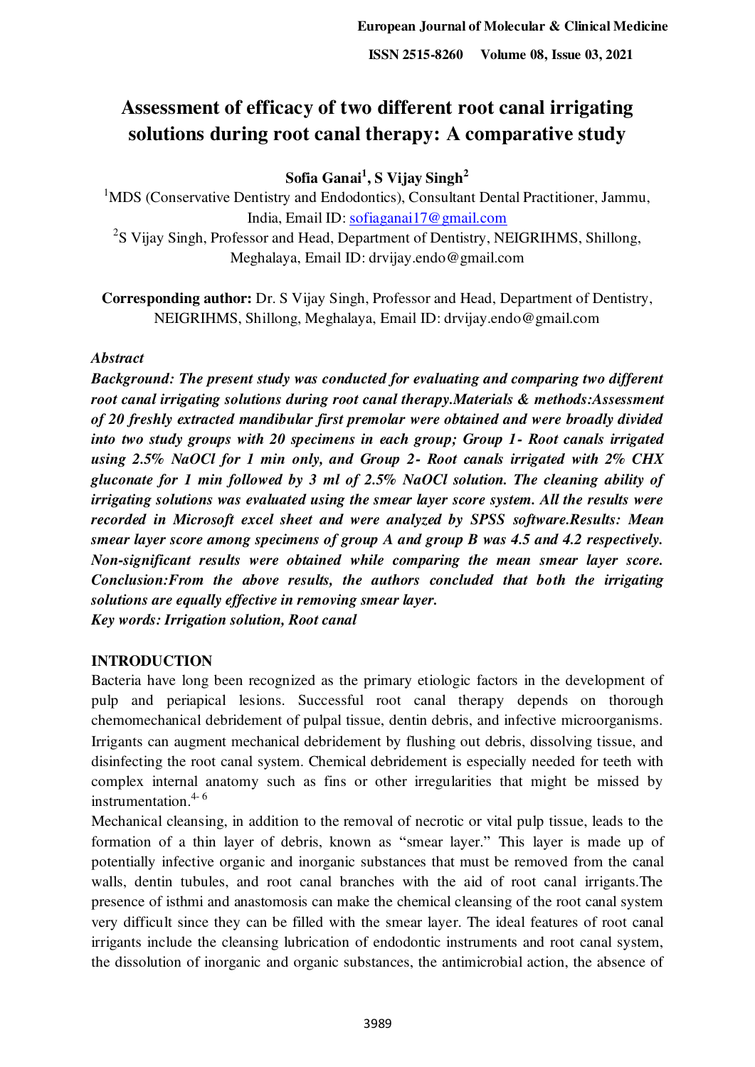# Assessment of efficacy of two different root canal irrigating solutions during root canal therapy: A comparative study

**Sofia Ganai[1], S Vijay Singh[2]**

[1]MDS (Conservative Dentistry and Endodontics), Consultant Dental Practitioner, Jammu, India, Email ID: sofiaganai17@gmail.com

[2]S Vijay Singh, Professor and Head, Department of Dentistry, NEIGRIHMS, Shillong, Meghalaya, Email ID: drvijay.endo@gmail.com

**Corresponding author:** Dr. S Vijay Singh, Professor and Head, Department of Dentistry, NEIGRIHMS, Shillong, Meghalaya, Email ID: drvijay.endo@gmail.com

*Abstract*

***Background: The present study was conducted for evaluating and comparing two different root canal irrigating solutions during root canal therapy.Materials & methods:Assessment of 20 freshly extracted mandibular first premolar were obtained and were broadly divided into two study groups with 20 specimens in each group; Group 1- Root canals irrigated using 2.5% NaOCl for 1 min only, and Group 2- Root canals irrigated with 2% CHX gluconate for 1 min followed by 3 ml of 2.5% NaOCl solution. The cleaning ability of irrigating solutions was evaluated using the smear layer score system. All the results were recorded in Microsoft excel sheet and were analyzed by SPSS software.Results: Mean smear layer score among specimens of group A and group B was 4.5 and 4.2 respectively. Non-significant results were obtained while comparing the mean smear layer score. Conclusion:From the above results, the authors concluded that both the irrigating solutions are equally effective in removing smear layer.***

***Key words: Irrigation solution, Root canal***

## INTRODUCTION

Bacteria have long been recognized as the primary etiologic factors in the development of pulp and periapical lesions. Successful root canal therapy depends on thorough chemomechanical debridement of pulpal tissue, dentin debris, and infective microorganisms. Irrigants can augment mechanical debridement by flushing out debris, dissolving tissue, and disinfecting the root canal system. Chemical debridement is especially needed for teeth with complex internal anatomy such as fins or other irregularities that might be missed by instrumentation.[4-6]

Mechanical cleansing, in addition to the removal of necrotic or vital pulp tissue, leads to the formation of a thin layer of debris, known as "smear layer." This layer is made up of potentially infective organic and inorganic substances that must be removed from the canal walls, dentin tubules, and root canal branches with the aid of root canal irrigants.The presence of isthmi and anastomosis can make the chemical cleansing of the root canal system very difficult since they can be filled with the smear layer. The ideal features of root canal irrigants include the cleansing lubrication of endodontic instruments and root canal system, the dissolution of inorganic and organic substances, the antimicrobial action, the absence of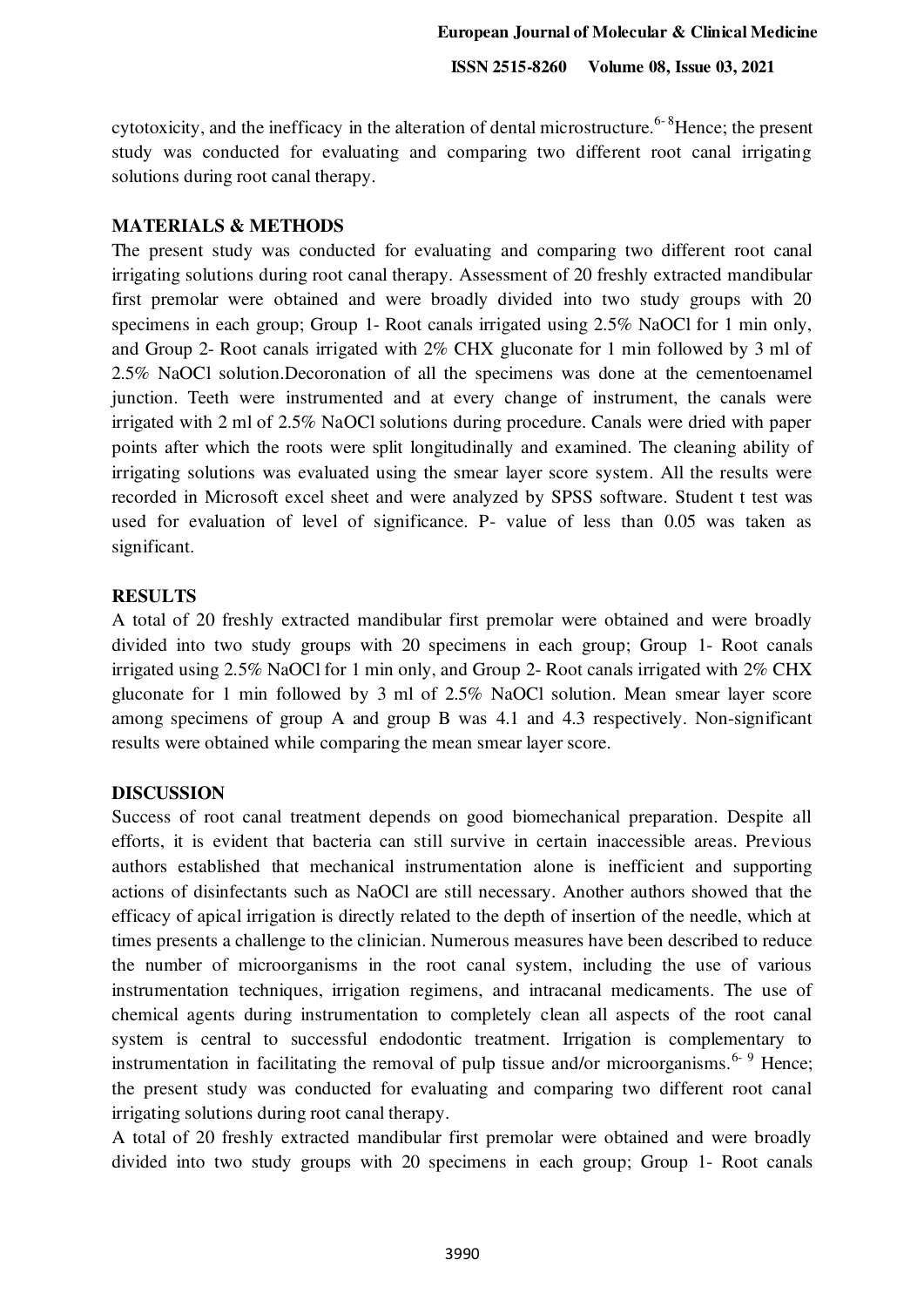cytotoxicity, and the inefficacy in the alteration of dental microstructure.[6-8] Hence; the present study was conducted for evaluating and comparing two different root canal irrigating solutions during root canal therapy.

## MATERIALS & METHODS

The present study was conducted for evaluating and comparing two different root canal irrigating solutions during root canal therapy. Assessment of 20 freshly extracted mandibular first premolar were obtained and were broadly divided into two study groups with 20 specimens in each group; Group 1- Root canals irrigated using 2.5% NaOCl for 1 min only, and Group 2- Root canals irrigated with 2% CHX gluconate for 1 min followed by 3 ml of 2.5% NaOCl solution.Decoronation of all the specimens was done at the cementoenamel junction. Teeth were instrumented and at every change of instrument, the canals were irrigated with 2 ml of 2.5% NaOCl solutions during procedure. Canals were dried with paper points after which the roots were split longitudinally and examined. The cleaning ability of irrigating solutions was evaluated using the smear layer score system. All the results were recorded in Microsoft excel sheet and were analyzed by SPSS software. Student t test was used for evaluation of level of significance. P- value of less than 0.05 was taken as significant.

## RESULTS

A total of 20 freshly extracted mandibular first premolar were obtained and were broadly divided into two study groups with 20 specimens in each group; Group 1- Root canals irrigated using 2.5% NaOCl for 1 min only, and Group 2- Root canals irrigated with 2% CHX gluconate for 1 min followed by 3 ml of 2.5% NaOCl solution. Mean smear layer score among specimens of group A and group B was 4.1 and 4.3 respectively. Non-significant results were obtained while comparing the mean smear layer score.

## DISCUSSION

Success of root canal treatment depends on good biomechanical preparation. Despite all efforts, it is evident that bacteria can still survive in certain inaccessible areas. Previous authors established that mechanical instrumentation alone is inefficient and supporting actions of disinfectants such as NaOCl are still necessary. Another authors showed that the efficacy of apical irrigation is directly related to the depth of insertion of the needle, which at times presents a challenge to the clinician. Numerous measures have been described to reduce the number of microorganisms in the root canal system, including the use of various instrumentation techniques, irrigation regimens, and intracanal medicaments. The use of chemical agents during instrumentation to completely clean all aspects of the root canal system is central to successful endodontic treatment. Irrigation is complementary to instrumentation in facilitating the removal of pulp tissue and/or microorganisms.[6-9] Hence; the present study was conducted for evaluating and comparing two different root canal irrigating solutions during root canal therapy.

A total of 20 freshly extracted mandibular first premolar were obtained and were broadly divided into two study groups with 20 specimens in each group; Group 1- Root canals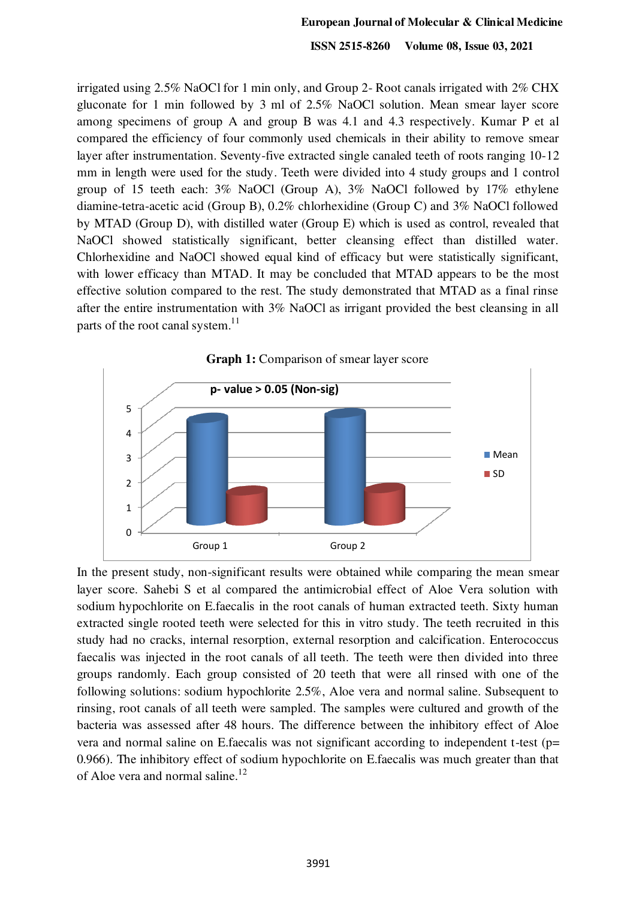irrigated using 2.5% NaOCl for 1 min only, and Group 2- Root canals irrigated with 2% CHX gluconate for 1 min followed by 3 ml of 2.5% NaOCl solution. Mean smear layer score among specimens of group A and group B was 4.1 and 4.3 respectively. Kumar P et al compared the efficiency of four commonly used chemicals in their ability to remove smear layer after instrumentation. Seventy-five extracted single canaled teeth of roots ranging 10-12 mm in length were used for the study. Teeth were divided into 4 study groups and 1 control group of 15 teeth each: 3% NaOCl (Group A), 3% NaOCl followed by 17% ethylene diamine-tetra-acetic acid (Group B), 0.2% chlorhexidine (Group C) and 3% NaOCl followed by MTAD (Group D), with distilled water (Group E) which is used as control, revealed that NaOCl showed statistically significant, better cleansing effect than distilled water. Chlorhexidine and NaOCl showed equal kind of efficacy but were statistically significant, with lower efficacy than MTAD. It may be concluded that MTAD appears to be the most effective solution compared to the rest. The study demonstrated that MTAD as a final rinse after the entire instrumentation with 3% NaOCl as irrigant provided the best cleansing in all parts of the root canal system.[11]

**Graph 1:** Comparison of smear layer score

p- value > 0.05 (Non-sig)

In the present study, non-significant results were obtained while comparing the mean smear layer score. Sahebi S et al compared the antimicrobial effect of Aloe Vera solution with sodium hypochlorite on E.faecalis in the root canals of human extracted teeth. Sixty human extracted single rooted teeth were selected for this in vitro study. The teeth recruited in this study had no cracks, internal resorption, external resorption and calcification. Enterococcus faecalis was injected in the root canals of all teeth. The teeth were then divided into three groups randomly. Each group consisted of 20 teeth that were all rinsed with one of the following solutions: sodium hypochlorite 2.5%, Aloe vera and normal saline. Subsequent to rinsing, root canals of all teeth were sampled. The samples were cultured and growth of the bacteria was assessed after 48 hours. The difference between the inhibitory effect of Aloe vera and normal saline on E.faecalis was not significant according to independent t-test ($p = 0.966$). The inhibitory effect of sodium hypochlorite on E.faecalis was much greater than that of Aloe vera and normal saline.[12]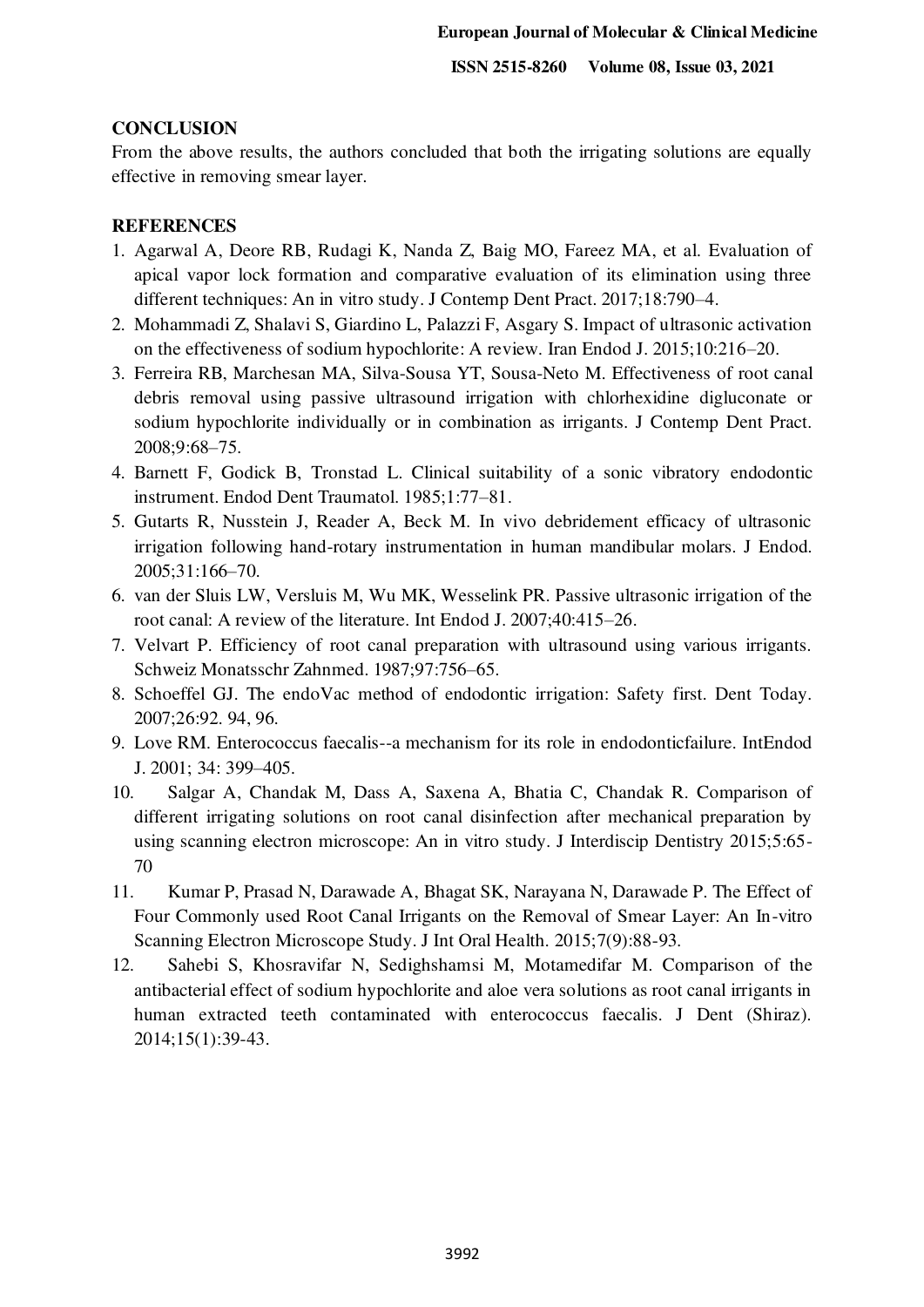## CONCLUSION

From the above results, the authors concluded that both the irrigating solutions are equally effective in removing smear layer.

## REFERENCES

1. Agarwal A, Deore RB, Rudagi K, Nanda Z, Baig MO, Fareez MA, et al. Evaluation of apical vapor lock formation and comparative evaluation of its elimination using three different techniques: An in vitro study. J Contemp Dent Pract. 2017;18:790–4.
2. Mohammadi Z, Shalavi S, Giardino L, Palazzi F, Asgary S. Impact of ultrasonic activation on the effectiveness of sodium hypochlorite: A review. Iran Endod J. 2015;10:216–20.
3. Ferreira RB, Marchesan MA, Silva-Sousa YT, Sousa-Neto M. Effectiveness of root canal debris removal using passive ultrasound irrigation with chlorhexidine digluconate or sodium hypochlorite individually or in combination as irrigants. J Contemp Dent Pract. 2008;9:68–75.
4. Barnett F, Godick B, Tronstad L. Clinical suitability of a sonic vibratory endodontic instrument. Endod Dent Traumatol. 1985;1:77–81.
5. Gutarts R, Nusstein J, Reader A, Beck M. In vivo debridement efficacy of ultrasonic irrigation following hand-rotary instrumentation in human mandibular molars. J Endod. 2005;31:166–70.
6. van der Sluis LW, Versluis M, Wu MK, Wesselink PR. Passive ultrasonic irrigation of the root canal: A review of the literature. Int Endod J. 2007;40:415–26.
7. Velvart P. Efficiency of root canal preparation with ultrasound using various irrigants. Schweiz Monatsschr Zahnmed. 1987;97:756–65.
8. Schoeffel GJ. The endoVac method of endodontic irrigation: Safety first. Dent Today. 2007;26:92. 94, 96.
9. Love RM. Enterococcus faecalis--a mechanism for its role in endodonticfailure. IntEndod J. 2001; 34: 399–405.
10. Salgar A, Chandak M, Dass A, Saxena A, Bhatia C, Chandak R. Comparison of different irrigating solutions on root canal disinfection after mechanical preparation by using scanning electron microscope: An in vitro study. J Interdiscip Dentistry 2015;5:65-70
11. Kumar P, Prasad N, Darawade A, Bhagat SK, Narayana N, Darawade P. The Effect of Four Commonly used Root Canal Irrigants on the Removal of Smear Layer: An In-vitro Scanning Electron Microscope Study. J Int Oral Health. 2015;7(9):88-93.
12. Sahebi S, Khosravifar N, Sedighshamsi M, Motamedifar M. Comparison of the antibacterial effect of sodium hypochlorite and aloe vera solutions as root canal irrigants in human extracted teeth contaminated with enterococcus faecalis. J Dent (Shiraz). 2014;15(1):39-43.